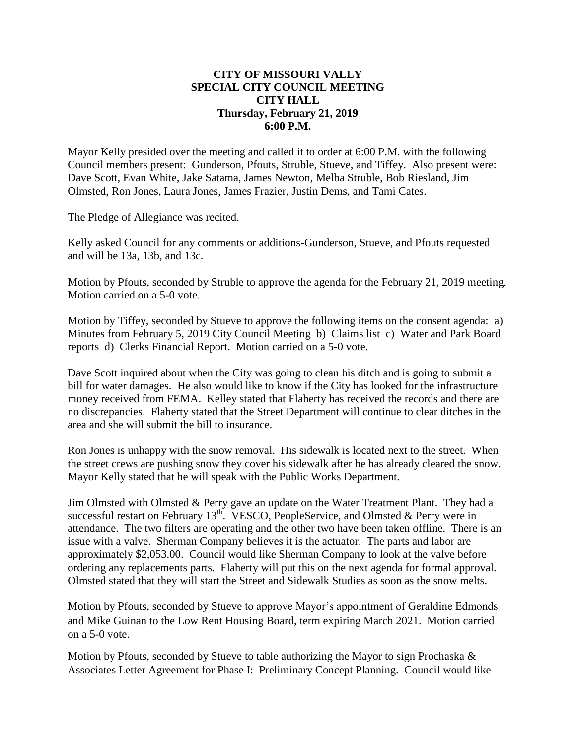**CITY OF MISSOURI VALLY**
**SPECIAL CITY COUNCIL MEETING**
**CITY HALL**
**Thursday, February 21, 2019**
**6:00 P.M.**

Mayor Kelly presided over the meeting and called it to order at 6:00 P.M. with the following Council members present: Gunderson, Pfouts, Struble, Stueve, and Tiffey. Also present were: Dave Scott, Evan White, Jake Satama, James Newton, Melba Struble, Bob Riesland, Jim Olmsted, Ron Jones, Laura Jones, James Frazier, Justin Dems, and Tami Cates.

The Pledge of Allegiance was recited.

Kelly asked Council for any comments or additions-Gunderson, Stueve, and Pfouts requested and will be 13a, 13b, and 13c.

Motion by Pfouts, seconded by Struble to approve the agenda for the February 21, 2019 meeting. Motion carried on a 5-0 vote.

Motion by Tiffey, seconded by Stueve to approve the following items on the consent agenda: a) Minutes from February 5, 2019 City Council Meeting b) Claims list c) Water and Park Board reports d) Clerks Financial Report. Motion carried on a 5-0 vote.

Dave Scott inquired about when the City was going to clean his ditch and is going to submit a bill for water damages. He also would like to know if the City has looked for the infrastructure money received from FEMA. Kelley stated that Flaherty has received the records and there are no discrepancies. Flaherty stated that the Street Department will continue to clear ditches in the area and she will submit the bill to insurance.

Ron Jones is unhappy with the snow removal. His sidewalk is located next to the street. When the street crews are pushing snow they cover his sidewalk after he has already cleared the snow. Mayor Kelly stated that he will speak with the Public Works Department.

Jim Olmsted with Olmsted & Perry gave an update on the Water Treatment Plant. They had a successful restart on February 13th. VESCO, PeopleService, and Olmsted & Perry were in attendance. The two filters are operating and the other two have been taken offline. There is an issue with a valve. Sherman Company believes it is the actuator. The parts and labor are approximately $2,053.00. Council would like Sherman Company to look at the valve before ordering any replacements parts. Flaherty will put this on the next agenda for formal approval. Olmsted stated that they will start the Street and Sidewalk Studies as soon as the snow melts.

Motion by Pfouts, seconded by Stueve to approve Mayor's appointment of Geraldine Edmonds and Mike Guinan to the Low Rent Housing Board, term expiring March 2021. Motion carried on a 5-0 vote.

Motion by Pfouts, seconded by Stueve to table authorizing the Mayor to sign Prochaska & Associates Letter Agreement for Phase I: Preliminary Concept Planning. Council would like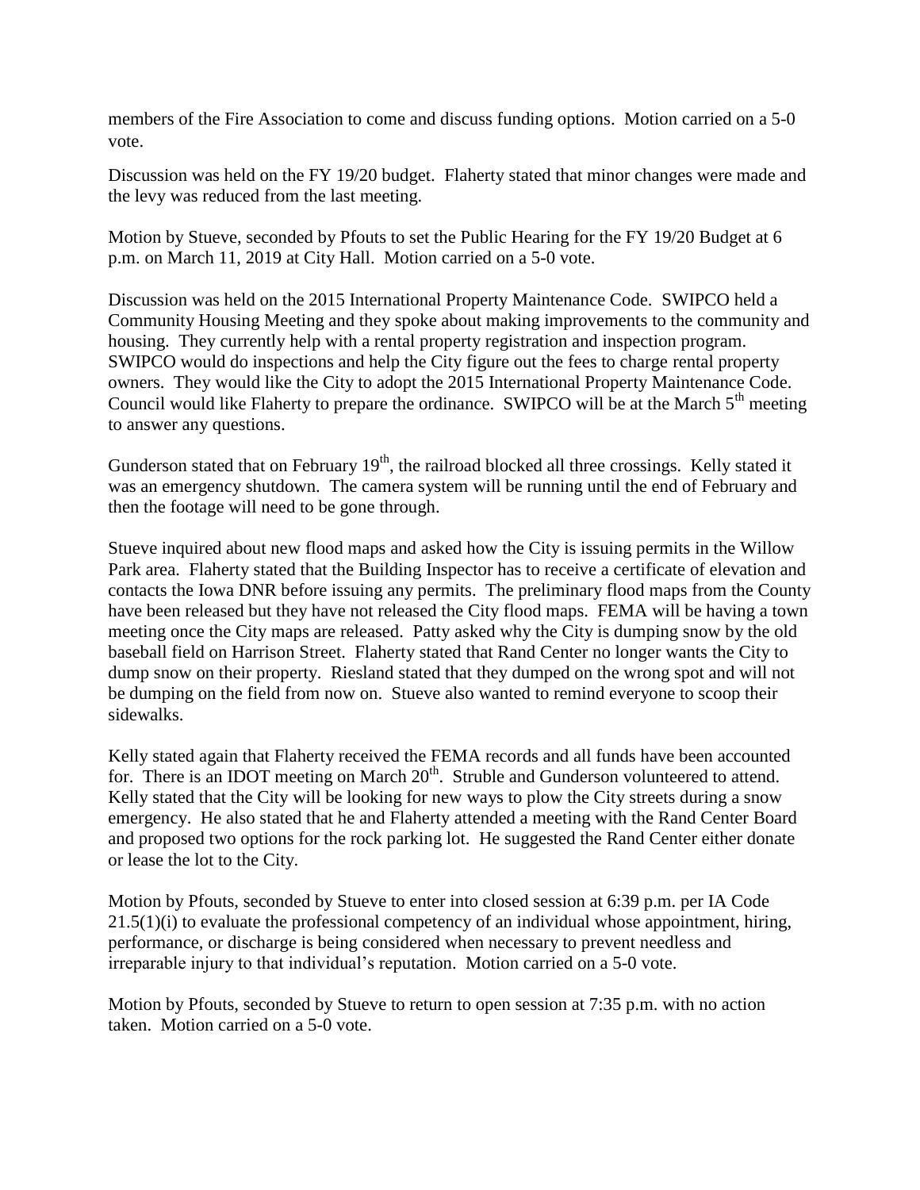members of the Fire Association to come and discuss funding options. Motion carried on a 5-0 vote.

Discussion was held on the FY 19/20 budget. Flaherty stated that minor changes were made and the levy was reduced from the last meeting.

Motion by Stueve, seconded by Pfouts to set the Public Hearing for the FY 19/20 Budget at 6 p.m. on March 11, 2019 at City Hall. Motion carried on a 5-0 vote.

Discussion was held on the 2015 International Property Maintenance Code. SWIPCO held a Community Housing Meeting and they spoke about making improvements to the community and housing. They currently help with a rental property registration and inspection program. SWIPCO would do inspections and help the City figure out the fees to charge rental property owners. They would like the City to adopt the 2015 International Property Maintenance Code. Council would like Flaherty to prepare the ordinance. SWIPCO will be at the March 5th meeting to answer any questions.

Gunderson stated that on February 19th, the railroad blocked all three crossings. Kelly stated it was an emergency shutdown. The camera system will be running until the end of February and then the footage will need to be gone through.

Stueve inquired about new flood maps and asked how the City is issuing permits in the Willow Park area. Flaherty stated that the Building Inspector has to receive a certificate of elevation and contacts the Iowa DNR before issuing any permits. The preliminary flood maps from the County have been released but they have not released the City flood maps. FEMA will be having a town meeting once the City maps are released. Patty asked why the City is dumping snow by the old baseball field on Harrison Street. Flaherty stated that Rand Center no longer wants the City to dump snow on their property. Riesland stated that they dumped on the wrong spot and will not be dumping on the field from now on. Stueve also wanted to remind everyone to scoop their sidewalks.

Kelly stated again that Flaherty received the FEMA records and all funds have been accounted for. There is an IDOT meeting on March 20th. Struble and Gunderson volunteered to attend. Kelly stated that the City will be looking for new ways to plow the City streets during a snow emergency. He also stated that he and Flaherty attended a meeting with the Rand Center Board and proposed two options for the rock parking lot. He suggested the Rand Center either donate or lease the lot to the City.

Motion by Pfouts, seconded by Stueve to enter into closed session at 6:39 p.m. per IA Code 21.5(1)(i) to evaluate the professional competency of an individual whose appointment, hiring, performance, or discharge is being considered when necessary to prevent needless and irreparable injury to that individual's reputation. Motion carried on a 5-0 vote.

Motion by Pfouts, seconded by Stueve to return to open session at 7:35 p.m. with no action taken. Motion carried on a 5-0 vote.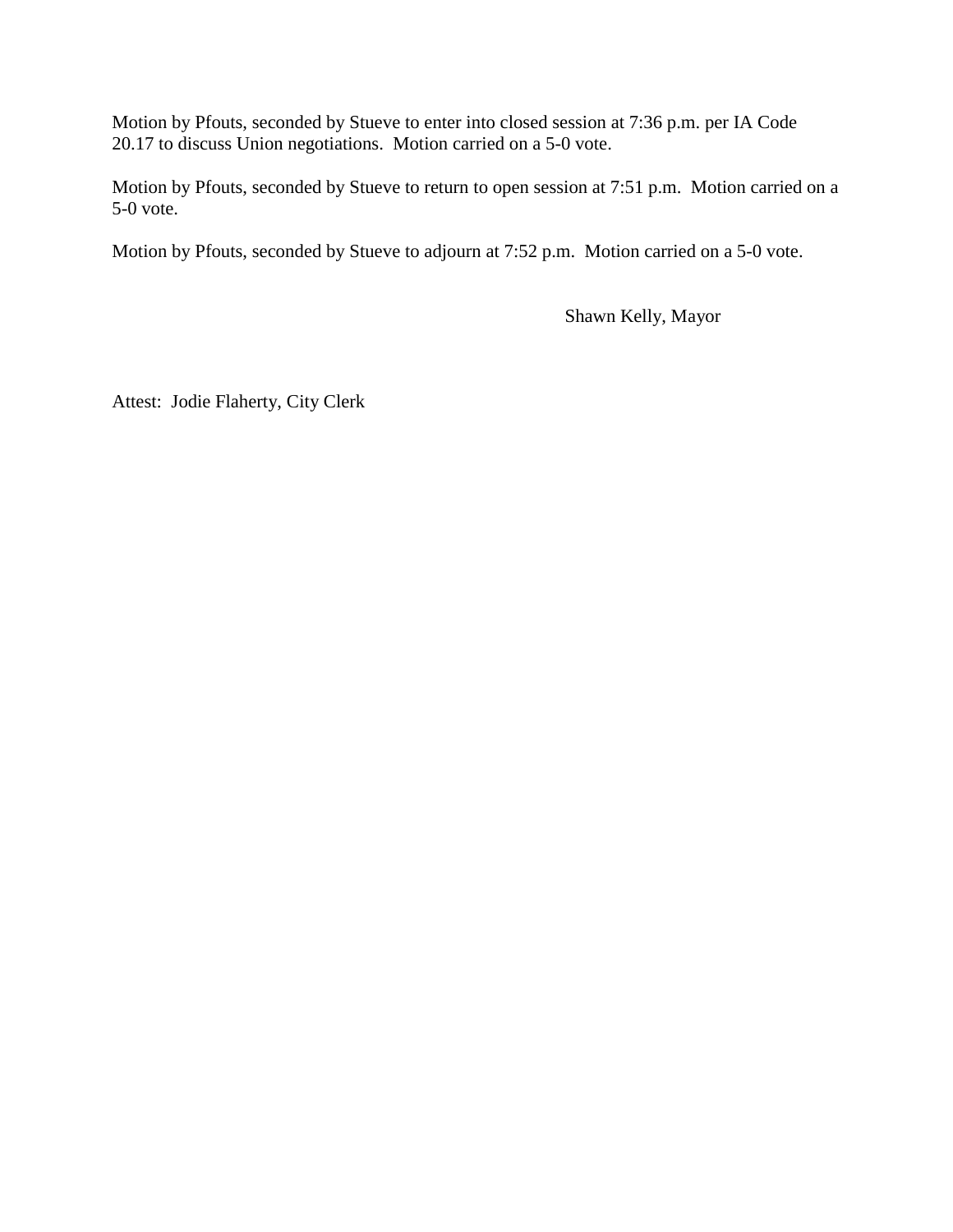Motion by Pfouts, seconded by Stueve to enter into closed session at 7:36 p.m. per IA Code 20.17 to discuss Union negotiations. Motion carried on a 5-0 vote.

Motion by Pfouts, seconded by Stueve to return to open session at 7:51 p.m. Motion carried on a 5-0 vote.

Motion by Pfouts, seconded by Stueve to adjourn at 7:52 p.m. Motion carried on a 5-0 vote.

Shawn Kelly, Mayor

Attest: Jodie Flaherty, City Clerk